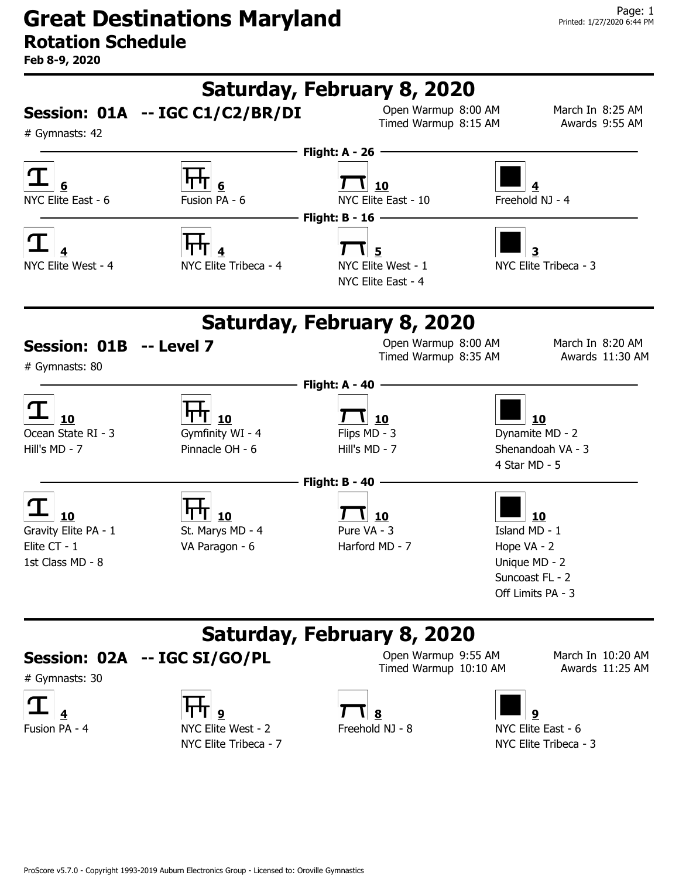# Great Destinations Maryland

## Rotation Schedule

**Feb 8-9, 2020**

Printed: 1/27/2020 6:44 PM

## Saturday, February 8, 2020

### Session: 01A -- IGC C1/C2/BR/DI

# Gymnasts: 42

Open Warmup 8:00 AM
Timed Warmup 8:15 AM
March In 8:25 AM
Awards 9:55 AM

**Flight: A - 26**

| Vault 6 | Bars 6 | Beam 10 | Floor 4 |
|---|---|---|---|
| NYC Elite East - 6 | Fusion PA - 6 | NYC Elite East - 10 | Freehold NJ - 4 |

**Flight: B - 16**

| Vault 4 | Bars 4 | Beam 5 | Floor 3 |
|---|---|---|---|
| NYC Elite West - 4 | NYC Elite Tribeca - 4 | NYC Elite West - 1 | NYC Elite Tribeca - 3 |
| | | NYC Elite East - 4 | |

## Saturday, February 8, 2020

### Session: 01B -- Level 7

# Gymnasts: 80

Open Warmup 8:00 AM
Timed Warmup 8:35 AM
March In 8:20 AM
Awards 11:30 AM

**Flight: A - 40**

| Vault 10 | Bars 10 | Beam 10 | Floor 10 |
|---|---|---|---|
| Ocean State RI - 3 | Gymfinity WI - 4 | Flips MD - 3 | Dynamite MD - 2 |
| Hill's MD - 7 | Pinnacle OH - 6 | Hill's MD - 7 | Shenandoah VA - 3 |
| | | | 4 Star MD - 5 |

**Flight: B - 40**

| Vault 10 | Bars 10 | Beam 10 | Floor 10 |
|---|---|---|---|
| Gravity Elite PA - 1 | St. Marys MD - 4 | Pure VA - 3 | Island MD - 1 |
| Elite CT - 1 | VA Paragon - 6 | Harford MD - 7 | Hope VA - 2 |
| 1st Class MD - 8 | | | Unique MD - 2 |
| | | | Suncoast FL - 2 |
| | | | Off Limits PA - 3 |

## Saturday, February 8, 2020

### Session: 02A -- IGC SI/GO/PL

# Gymnasts: 30

Open Warmup 9:55 AM
Timed Warmup 10:10 AM
March In 10:20 AM
Awards 11:25 AM

| Vault 4 | Bars 9 | Beam 8 | Floor 9 |
|---|---|---|---|
| Fusion PA - 4 | NYC Elite West - 2 | Freehold NJ - 8 | NYC Elite East - 6 |
| | NYC Elite Tribeca - 7 | | NYC Elite Tribeca - 3 |

ProScore v5.7.0 - Copyright 1993-2019 Auburn Electronics Group - Licensed to: Oroville Gymnastics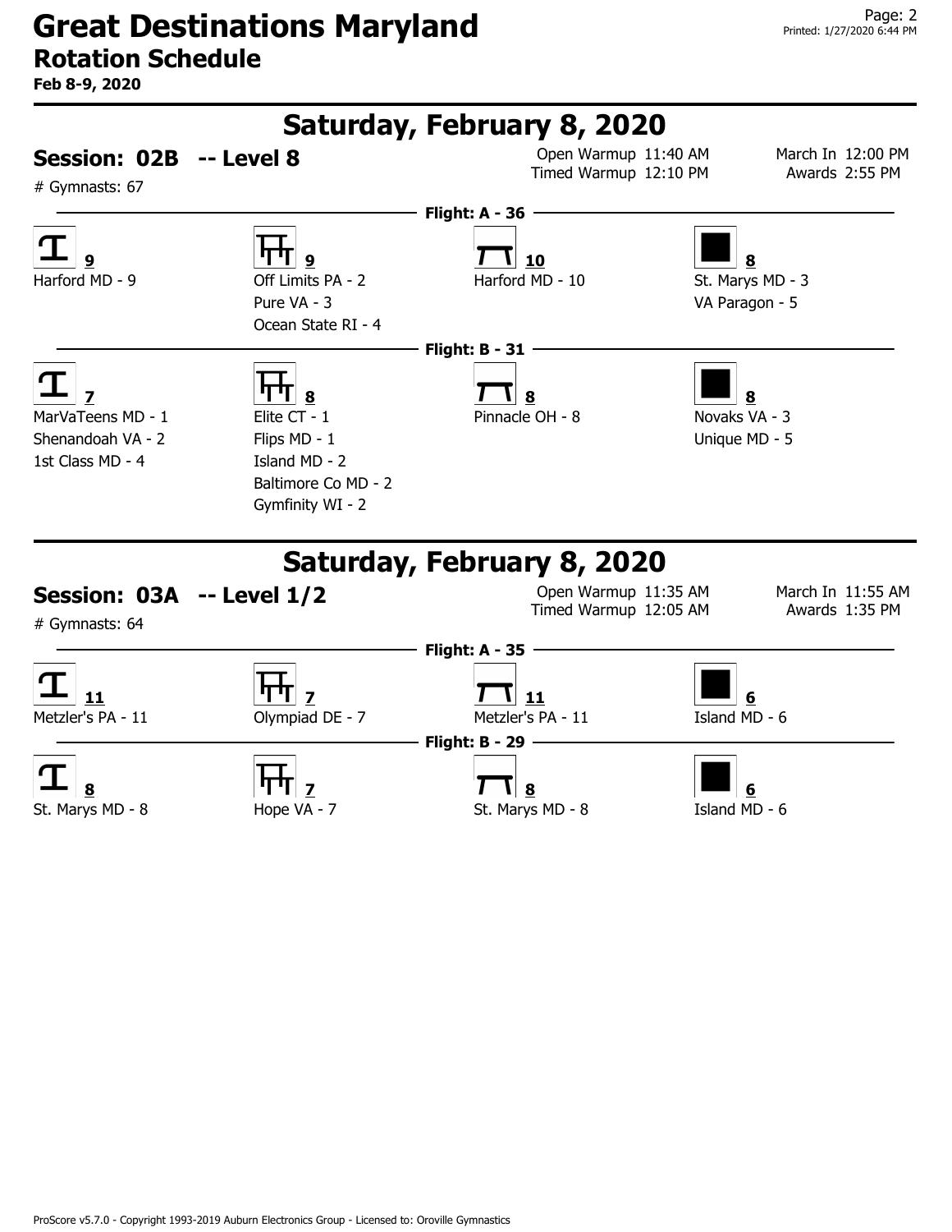# Great Destinations Maryland
## Rotation Schedule
**Feb 8-9, 2020**

## Saturday, February 8, 2020

### Session: 02B -- Level 8

# Gymnasts: 67

Open Warmup 11:40 AM
Timed Warmup 12:10 PM
March In 12:00 PM
Awards 2:55 PM

**Flight: A - 36**

| Vault 9 | Bars 9 | Beam 10 | Floor 8 |
|---|---|---|---|
| Harford MD - 9 | Off Limits PA - 2 | Harford MD - 10 | St. Marys MD - 3 |
| | Pure VA - 3 | | VA Paragon - 5 |
| | Ocean State RI - 4 | | |

**Flight: B - 31**

| Vault 7 | Bars 8 | Beam 8 | Floor 8 |
|---|---|---|---|
| MarVaTeens MD - 1 | Elite CT - 1 | Pinnacle OH - 8 | Novaks VA - 3 |
| Shenandoah VA - 2 | Flips MD - 1 | | Unique MD - 5 |
| 1st Class MD - 4 | Island MD - 2 | | |
| | Baltimore Co MD - 2 | | |
| | Gymfinity WI - 2 | | |

## Saturday, February 8, 2020

### Session: 03A -- Level 1/2

# Gymnasts: 64

Open Warmup 11:35 AM
Timed Warmup 12:05 AM
March In 11:55 AM
Awards 1:35 PM

**Flight: A - 35**

| Vault 11 | Bars 7 | Beam 11 | Floor 6 |
|---|---|---|---|
| Metzler's PA - 11 | Olympiad DE - 7 | Metzler's PA - 11 | Island MD - 6 |

**Flight: B - 29**

| Vault 8 | Bars 7 | Beam 8 | Floor 6 |
|---|---|---|---|
| St. Marys MD - 8 | Hope VA - 7 | St. Marys MD - 8 | Island MD - 6 |

ProScore v5.7.0 - Copyright 1993-2019 Auburn Electronics Group - Licensed to: Oroville Gymnastics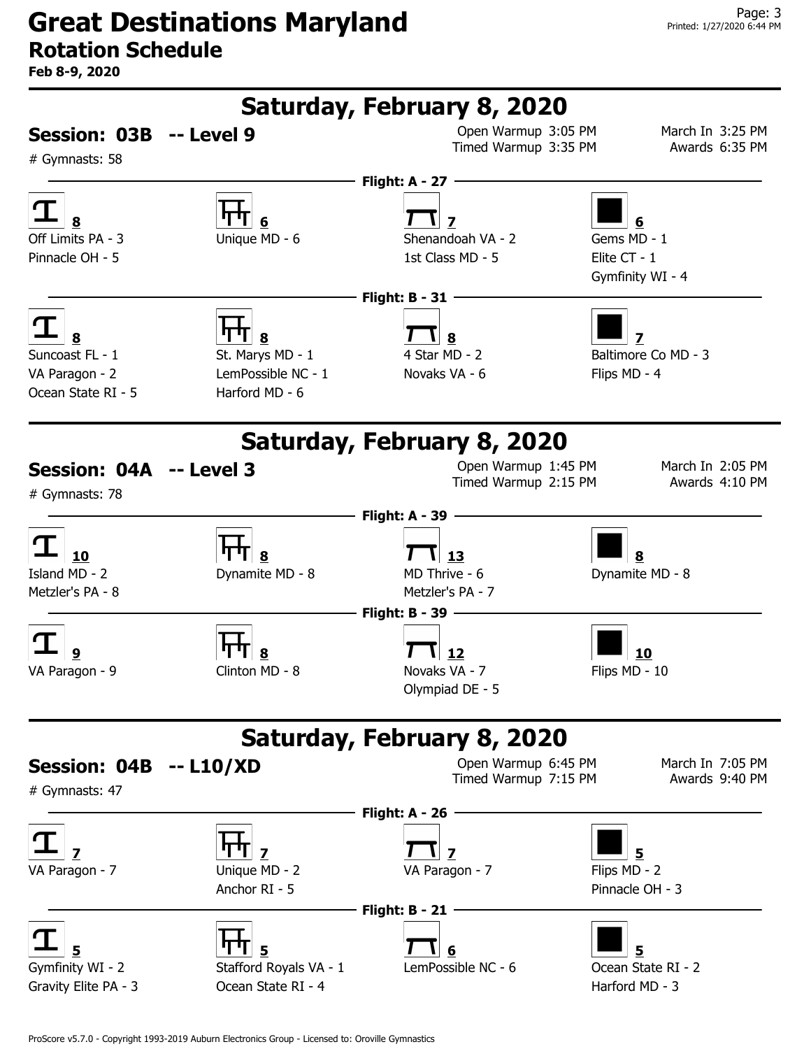# Great Destinations Maryland

## Rotation Schedule

**Feb 8-9, 2020**

---

## Saturday, February 8, 2020

### Session: 03B -- Level 9

\# Gymnasts: 58

Open Warmup 3:05 PM | Timed Warmup 3:35 PM | March In 3:25 PM | Awards 6:35 PM

**Flight: A - 27**

| Vault (8) | Bars (6) | Beam (7) | Floor (6) |
|---|---|---|---|
| Off Limits PA - 3 | Unique MD - 6 | Shenandoah VA - 2 | Gems MD - 1 |
| Pinnacle OH - 5 | | 1st Class MD - 5 | Elite CT - 1 |
| | | | Gymfinity WI - 4 |

**Flight: B - 31**

| Vault (8) | Bars (8) | Beam (8) | Floor (7) |
|---|---|---|---|
| Suncoast FL - 1 | St. Marys MD - 1 | 4 Star MD - 2 | Baltimore Co MD - 3 |
| VA Paragon - 2 | LemPossible NC - 1 | Novaks VA - 6 | Flips MD - 4 |
| Ocean State RI - 5 | Harford MD - 6 | | |

---

## Saturday, February 8, 2020

### Session: 04A -- Level 3

\# Gymnasts: 78

Open Warmup 1:45 PM | Timed Warmup 2:15 PM | March In 2:05 PM | Awards 4:10 PM

**Flight: A - 39**

| Vault (10) | Bars (8) | Beam (13) | Floor (8) |
|---|---|---|---|
| Island MD - 2 | Dynamite MD - 8 | MD Thrive - 6 | Dynamite MD - 8 |
| Metzler's PA - 8 | | Metzler's PA - 7 | |

**Flight: B - 39**

| Vault (9) | Bars (8) | Beam (12) | Floor (10) |
|---|---|---|---|
| VA Paragon - 9 | Clinton MD - 8 | Novaks VA - 7 | Flips MD - 10 |
| | | Olympiad DE - 5 | |

---

## Saturday, February 8, 2020

### Session: 04B -- L10/XD

\# Gymnasts: 47

Open Warmup 6:45 PM | Timed Warmup 7:15 PM | March In 7:05 PM | Awards 9:40 PM

**Flight: A - 26**

| Vault (7) | Bars (7) | Beam (7) | Floor (5) |
|---|---|---|---|
| VA Paragon - 7 | Unique MD - 2 | VA Paragon - 7 | Flips MD - 2 |
| | Anchor RI - 5 | | Pinnacle OH - 3 |

**Flight: B - 21**

| Vault (5) | Bars (5) | Beam (6) | Floor (5) |
|---|---|---|---|
| Gymfinity WI - 2 | Stafford Royals VA - 1 | LemPossible NC - 6 | Ocean State RI - 2 |
| Gravity Elite PA - 3 | Ocean State RI - 4 | | Harford MD - 3 |

ProScore v5.7.0 - Copyright 1993-2019 Auburn Electronics Group - Licensed to: Oroville Gymnastics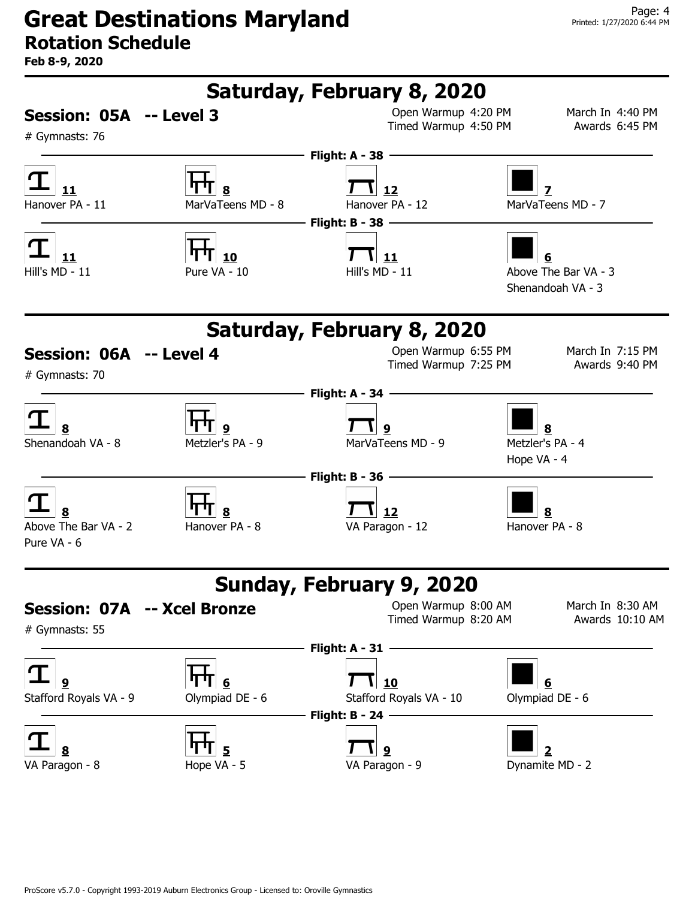# Great Destinations Maryland

## Rotation Schedule

**Feb 8-9, 2020**

---

## Saturday, February 8, 2020

### Session: 05A -- Level 3

# Gymnasts: 76

Open Warmup 4:20 PM
Timed Warmup 4:50 PM

March In 4:40 PM
Awards 6:45 PM

**Flight: A - 38**

| Vault 11 | Bars 8 | Beam 12 | Floor 7 |
|---|---|---|---|
| Hanover PA - 11 | MarVaTeens MD - 8 | Hanover PA - 12 | MarVaTeens MD - 7 |

**Flight: B - 38**

| Vault 11 | Bars 10 | Beam 11 | Floor 6 |
|---|---|---|---|
| Hill's MD - 11 | Pure VA - 10 | Hill's MD - 11 | Above The Bar VA - 3 |
| | | | Shenandoah VA - 3 |

---

## Saturday, February 8, 2020

### Session: 06A -- Level 4

# Gymnasts: 70

Open Warmup 6:55 PM
Timed Warmup 7:25 PM

March In 7:15 PM
Awards 9:40 PM

**Flight: A - 34**

| Vault 8 | Bars 9 | Beam 9 | Floor 8 |
|---|---|---|---|
| Shenandoah VA - 8 | Metzler's PA - 9 | MarVaTeens MD - 9 | Metzler's PA - 4 |
| | | | Hope VA - 4 |

**Flight: B - 36**

| Vault 8 | Bars 8 | Beam 12 | Floor 8 |
|---|---|---|---|
| Above The Bar VA - 2 | Hanover PA - 8 | VA Paragon - 12 | Hanover PA - 8 |
| Pure VA - 6 | | | |

---

## Sunday, February 9, 2020

### Session: 07A -- Xcel Bronze

# Gymnasts: 55

Open Warmup 8:00 AM
Timed Warmup 8:20 AM

March In 8:30 AM
Awards 10:10 AM

**Flight: A - 31**

| Vault 9 | Bars 6 | Beam 10 | Floor 6 |
|---|---|---|---|
| Stafford Royals VA - 9 | Olympiad DE - 6 | Stafford Royals VA - 10 | Olympiad DE - 6 |

**Flight: B - 24**

| Vault 8 | Bars 5 | Beam 9 | Floor 2 |
|---|---|---|---|
| VA Paragon - 8 | Hope VA - 5 | VA Paragon - 9 | Dynamite MD - 2 |

ProScore v5.7.0 - Copyright 1993-2019 Auburn Electronics Group - Licensed to: Oroville Gymnastics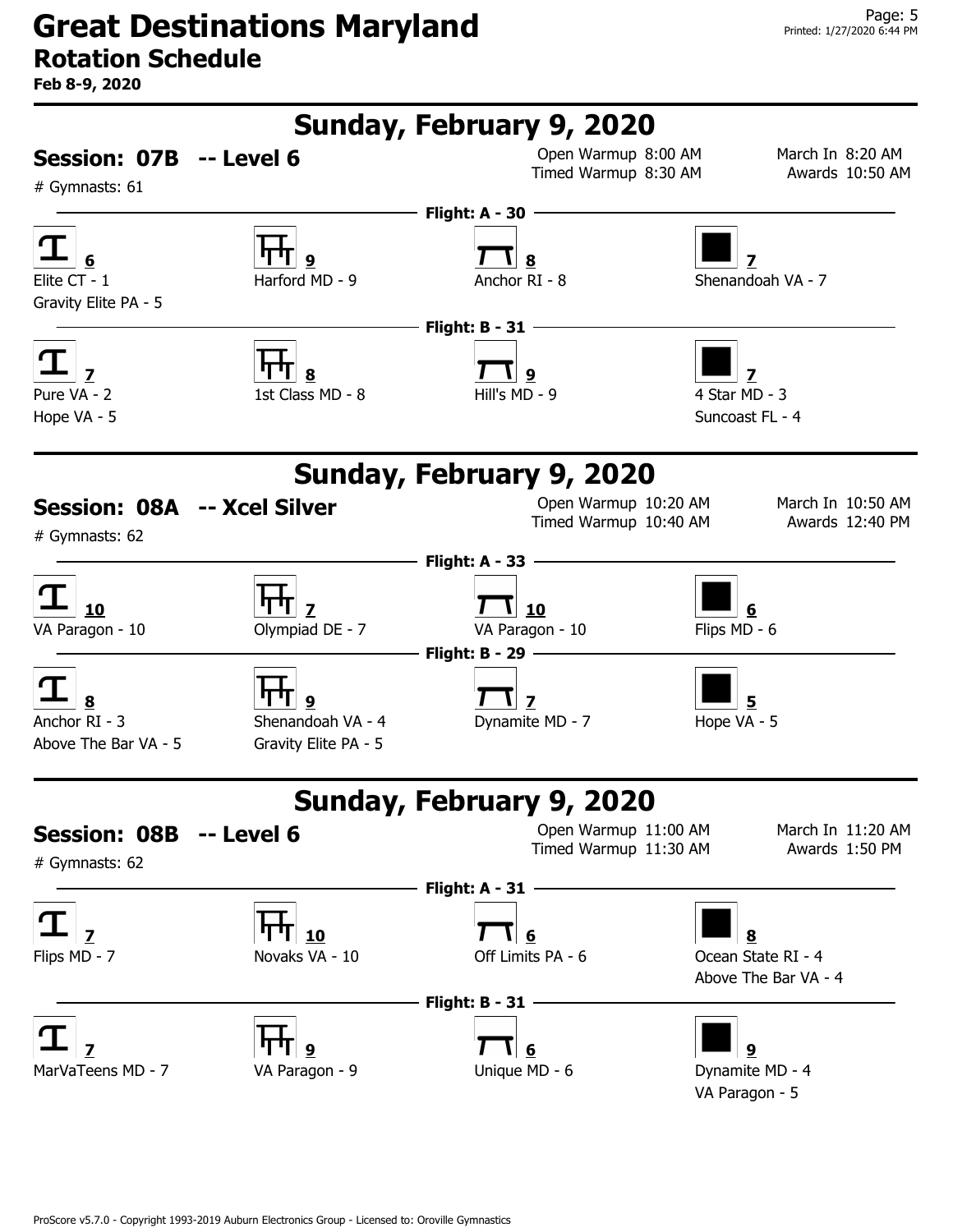# Great Destinations Maryland

## Rotation Schedule

**Feb 8-9, 2020**

## Sunday, February 9, 2020

### Session: 07B -- Level 6

# Gymnasts: 61

Open Warmup 8:00 AM | Timed Warmup 8:30 AM | March In 8:20 AM | Awards 10:50 AM

**Flight: A - 30**

| Vault (6) | Bars (9) | Beam (8) | Floor (7) |
| --- | --- | --- | --- |
| Elite CT - 1 | Harford MD - 9 | Anchor RI - 8 | Shenandoah VA - 7 |
| Gravity Elite PA - 5 | | | |

**Flight: B - 31**

| Vault (7) | Bars (8) | Beam (9) | Floor (7) |
| --- | --- | --- | --- |
| Pure VA - 2 | 1st Class MD - 8 | Hill's MD - 9 | 4 Star MD - 3 |
| Hope VA - 5 | | | Suncoast FL - 4 |

## Sunday, February 9, 2020

### Session: 08A -- Xcel Silver

# Gymnasts: 62

Open Warmup 10:20 AM | Timed Warmup 10:40 AM | March In 10:50 AM | Awards 12:40 PM

**Flight: A - 33**

| Vault (10) | Bars (7) | Beam (10) | Floor (6) |
| --- | --- | --- | --- |
| VA Paragon - 10 | Olympiad DE - 7 | VA Paragon - 10 | Flips MD - 6 |

**Flight: B - 29**

| Vault (8) | Bars (9) | Beam (7) | Floor (5) |
| --- | --- | --- | --- |
| Anchor RI - 3 | Shenandoah VA - 4 | Dynamite MD - 7 | Hope VA - 5 |
| Above The Bar VA - 5 | Gravity Elite PA - 5 | | |

## Sunday, February 9, 2020

### Session: 08B -- Level 6

# Gymnasts: 62

Open Warmup 11:00 AM | Timed Warmup 11:30 AM | March In 11:20 AM | Awards 1:50 PM

**Flight: A - 31**

| Vault (7) | Bars (10) | Beam (6) | Floor (8) |
| --- | --- | --- | --- |
| Flips MD - 7 | Novaks VA - 10 | Off Limits PA - 6 | Ocean State RI - 4 |
| | | | Above The Bar VA - 4 |

**Flight: B - 31**

| Vault (7) | Bars (9) | Beam (6) | Floor (9) |
| --- | --- | --- | --- |
| MarVaTeens MD - 7 | VA Paragon - 9 | Unique MD - 6 | Dynamite MD - 4 |
| | | | VA Paragon - 5 |

ProScore v5.7.0 - Copyright 1993-2019 Auburn Electronics Group - Licensed to: Oroville Gymnastics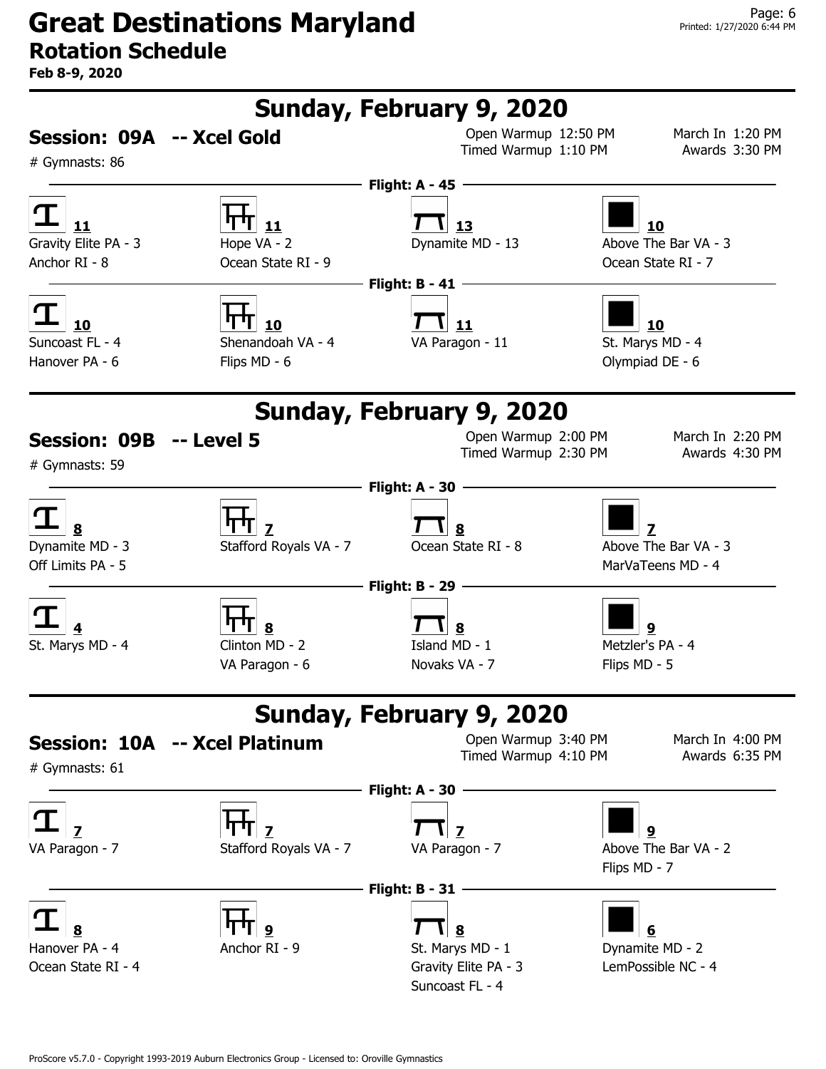# Great Destinations Maryland

## Rotation Schedule

**Feb 8-9, 2020**

## Sunday, February 9, 2020

### Session: 09A -- Xcel Gold

# Gymnasts: 86

Open Warmup 12:50 PM
Timed Warmup 1:10 PM
March In 1:20 PM
Awards 3:30 PM

**Flight: A - 45**

| Vault 11 | Bars 11 | Beam 13 | Floor 10 |
|---|---|---|---|
| Gravity Elite PA - 3 | Hope VA - 2 | Dynamite MD - 13 | Above The Bar VA - 3 |
| Anchor RI - 8 | Ocean State RI - 9 | | Ocean State RI - 7 |

**Flight: B - 41**

| Vault 10 | Bars 10 | Beam 11 | Floor 10 |
|---|---|---|---|
| Suncoast FL - 4 | Shenandoah VA - 4 | VA Paragon - 11 | St. Marys MD - 4 |
| Hanover PA - 6 | Flips MD - 6 | | Olympiad DE - 6 |

## Sunday, February 9, 2020

### Session: 09B -- Level 5

# Gymnasts: 59

Open Warmup 2:00 PM
Timed Warmup 2:30 PM
March In 2:20 PM
Awards 4:30 PM

**Flight: A - 30**

| Vault 8 | Bars 7 | Beam 8 | Floor 7 |
|---|---|---|---|
| Dynamite MD - 3 | Stafford Royals VA - 7 | Ocean State RI - 8 | Above The Bar VA - 3 |
| Off Limits PA - 5 | | | MarVaTeens MD - 4 |

**Flight: B - 29**

| Vault 4 | Bars 8 | Beam 8 | Floor 9 |
|---|---|---|---|
| St. Marys MD - 4 | Clinton MD - 2 | Island MD - 1 | Metzler's PA - 4 |
| | VA Paragon - 6 | Novaks VA - 7 | Flips MD - 5 |

## Sunday, February 9, 2020

### Session: 10A -- Xcel Platinum

# Gymnasts: 61

Open Warmup 3:40 PM
Timed Warmup 4:10 PM
March In 4:00 PM
Awards 6:35 PM

**Flight: A - 30**

| Vault 7 | Bars 7 | Beam 7 | Floor 9 |
|---|---|---|---|
| VA Paragon - 7 | Stafford Royals VA - 7 | VA Paragon - 7 | Above The Bar VA - 2 |
| | | | Flips MD - 7 |

**Flight: B - 31**

| Vault 8 | Bars 9 | Beam 8 | Floor 6 |
|---|---|---|---|
| Hanover PA - 4 | Anchor RI - 9 | St. Marys MD - 1 | Dynamite MD - 2 |
| Ocean State RI - 4 | | Gravity Elite PA - 3 | LemPossible NC - 4 |
| | | Suncoast FL - 4 | |

ProScore v5.7.0 - Copyright 1993-2019 Auburn Electronics Group - Licensed to: Oroville Gymnastics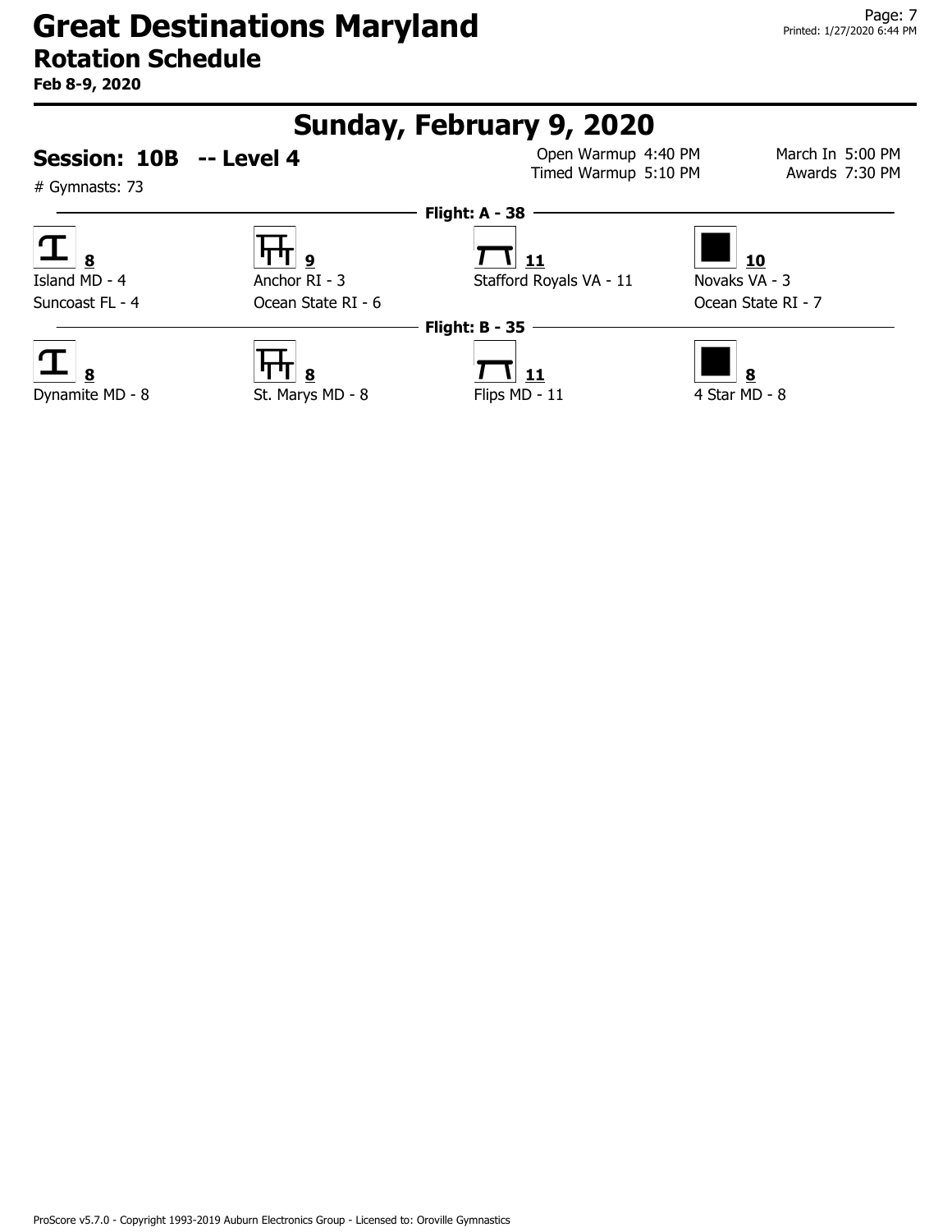# Great Destinations Maryland

## Rotation Schedule

**Feb 8-9, 2020**

## Sunday, February 9, 2020

### Session: 10B -- Level 4

# Gymnasts: 73

Open Warmup 4:40 PM
Timed Warmup 5:10 PM

March In 5:00 PM
Awards 7:30 PM

**Flight: A - 38**

| Vault 8 | Bars 9 | Beam 11 | Floor 10 |
|---|---|---|---|
| Island MD - 4 | Anchor RI - 3 | Stafford Royals VA - 11 | Novaks VA - 3 |
| Suncoast FL - 4 | Ocean State RI - 6 | | Ocean State RI - 7 |

**Flight: B - 35**

| Vault 8 | Bars 8 | Beam 11 | Floor 8 |
|---|---|---|---|
| Dynamite MD - 8 | St. Marys MD - 8 | Flips MD - 11 | 4 Star MD - 8 |